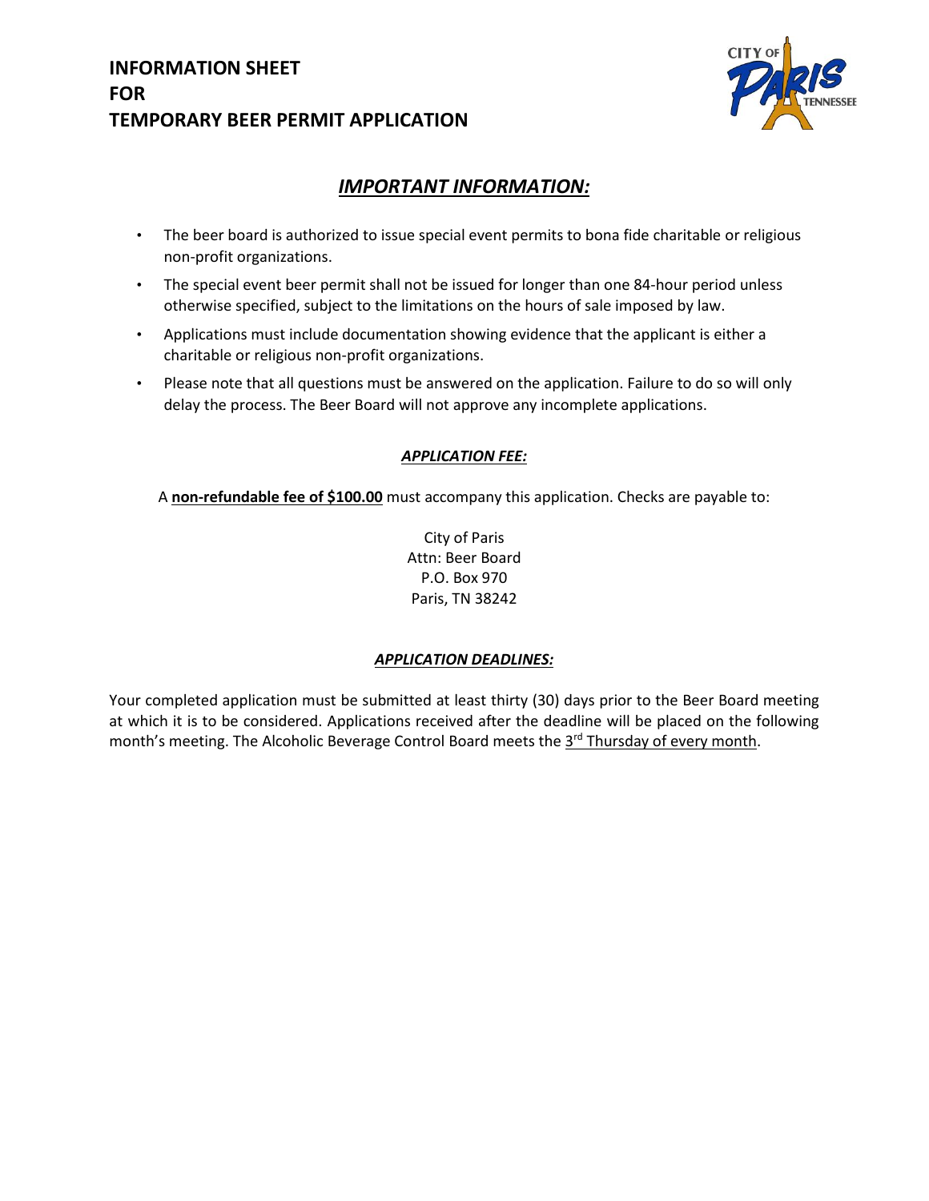# INFORMATION SHEET
# FOR
# TEMPORARY BEER PERMIT APPLICATION

## ***IMPORTANT INFORMATION:***

- The beer board is authorized to issue special event permits to bona fide charitable or religious non-profit organizations.
- The special event beer permit shall not be issued for longer than one 84-hour period unless otherwise specified, subject to the limitations on the hours of sale imposed by law.
- Applications must include documentation showing evidence that the applicant is either a charitable or religious non-profit organizations.
- Please note that all questions must be answered on the application. Failure to do so will only delay the process. The Beer Board will not approve any incomplete applications.

### ***APPLICATION FEE:***

A **non-refundable fee of $100.00** must accompany this application. Checks are payable to:

City of Paris
Attn: Beer Board
P.O. Box 970
Paris, TN 38242

### ***APPLICATION DEADLINES:***

Your completed application must be submitted at least thirty (30) days prior to the Beer Board meeting at which it is to be considered. Applications received after the deadline will be placed on the following month's meeting. The Alcoholic Beverage Control Board meets the 3rd Thursday of every month.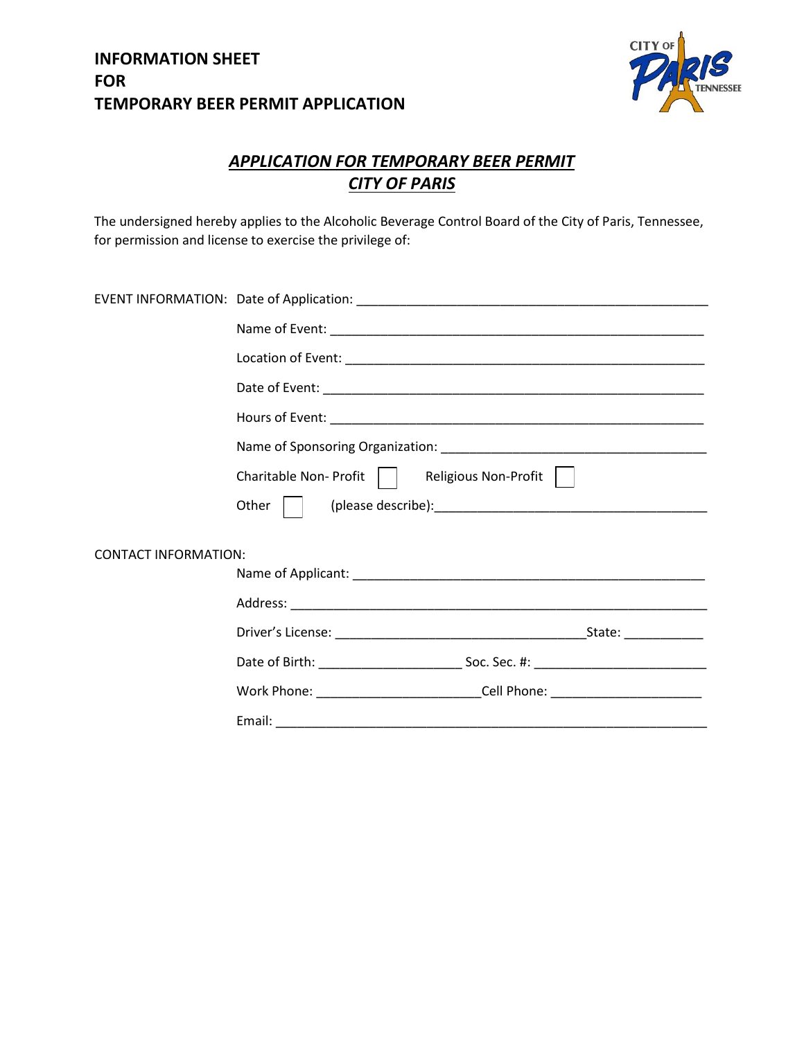**INFORMATION SHEET**
**FOR**
**TEMPORARY BEER PERMIT APPLICATION**

## ***APPLICATION FOR TEMPORARY BEER PERMIT***
## ***CITY OF PARIS***

The undersigned hereby applies to the Alcoholic Beverage Control Board of the City of Paris, Tennessee, for permission and license to exercise the privilege of:

EVENT INFORMATION: Date of Application: ______________________________________________

Name of Event: ______________________________________________

Location of Event: ______________________________________________

Date of Event: ______________________________________________

Hours of Event: ______________________________________________

Name of Sponsoring Organization: ________________________________

Charitable Non- Profit ☐ Religious Non-Profit ☐

Other ☐ (please describe):________________________________

CONTACT INFORMATION:

Name of Applicant: ______________________________________________

Address: ______________________________________________

Driver's License: ______________________________State: ___________

Date of Birth: ___________________ Soc. Sec. #: ______________________

Work Phone: _____________________Cell Phone: ____________________

Email: ______________________________________________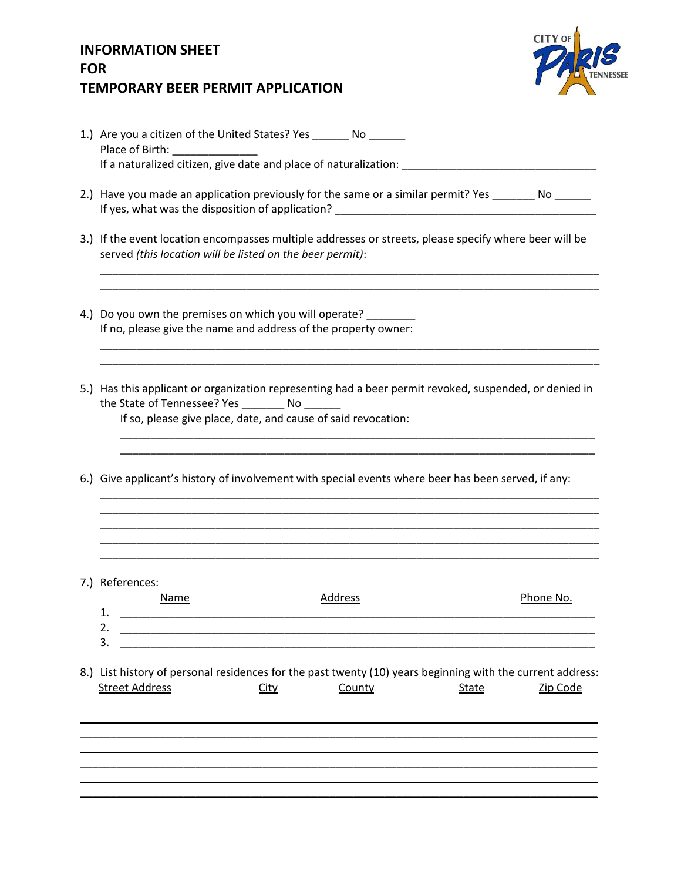# INFORMATION SHEET FOR TEMPORARY BEER PERMIT APPLICATION

1.) Are you a citizen of the United States? Yes ______ No ______
    Place of Birth: ______________
    If a naturalized citizen, give date and place of naturalization: ________________________________

2.) Have you made an application previously for the same or a similar permit? Yes _______ No ______
    If yes, what was the disposition of application? ____________________________________________

3.) If the event location encompasses multiple addresses or streets, please specify where beer will be served *(this location will be listed on the beer permit)*:
    ________________________________________________________________________________
    ________________________________________________________________________________

4.) Do you own the premises on which you will operate? ________
    If no, please give the name and address of the property owner:
    ________________________________________________________________________________
    ________________________________________________________________________________

5.) Has this applicant or organization representing had a beer permit revoked, suspended, or denied in the State of Tennessee? Yes _______ No ______
    If so, please give place, date, and cause of said revocation:
    ________________________________________________________________________________
    ________________________________________________________________________________

6.) Give applicant's history of involvement with special events where beer has been served, if any:
    ________________________________________________________________________________
    ________________________________________________________________________________
    ________________________________________________________________________________
    ________________________________________________________________________________
    ________________________________________________________________________________

7.) References:

| | Name | Address | Phone No. |
|---|---|---|---|
| 1. | | | |
| 2. | | | |
| 3. | | | |

8.) List history of personal residences for the past twenty (10) years beginning with the current address:

| Street Address | City | County | State | Zip Code |
|---|---|---|---|---|
| | | | | |
| | | | | |
| | | | | |
| | | | | |
| | | | | |
| | | | | |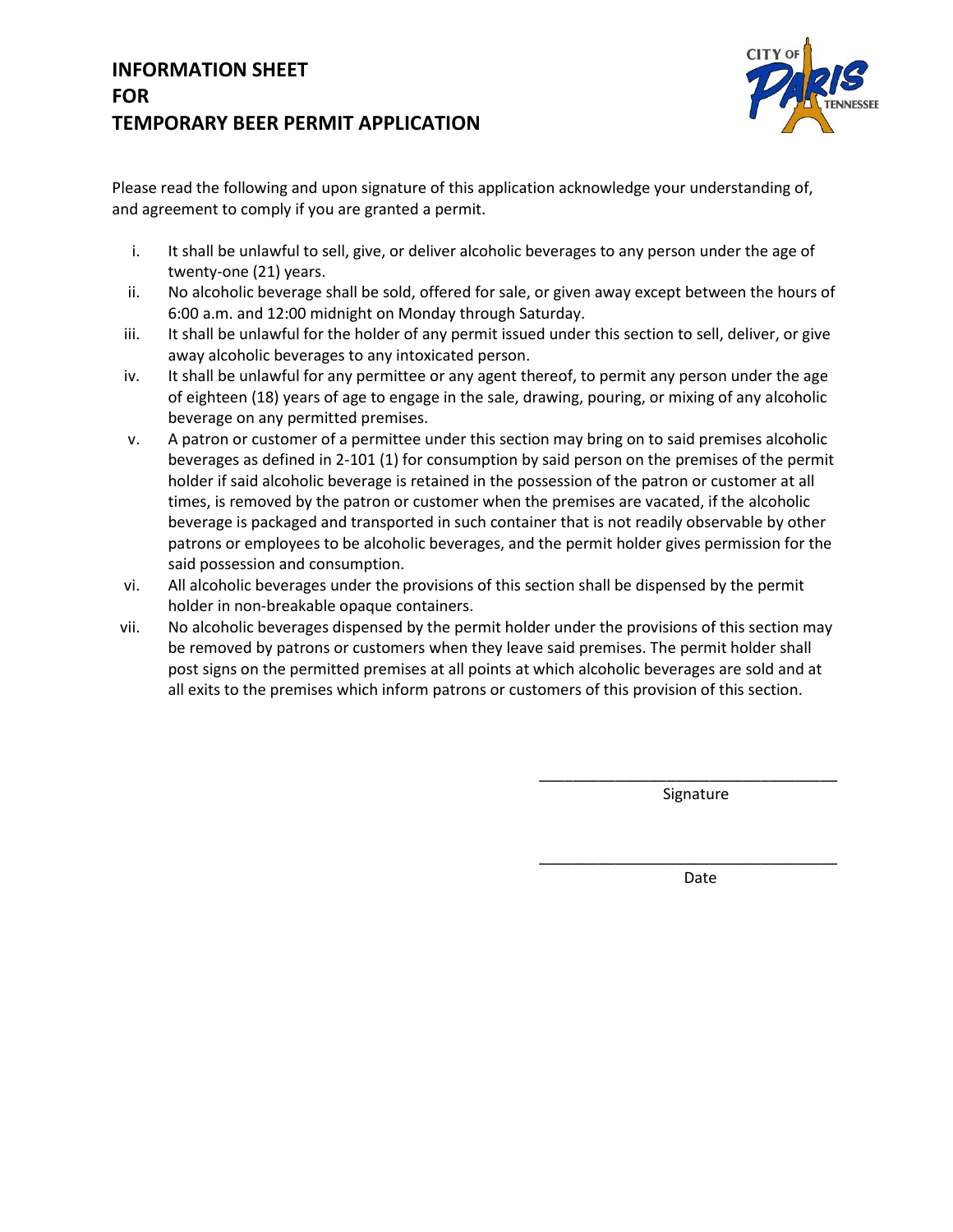# INFORMATION SHEET FOR TEMPORARY BEER PERMIT APPLICATION

Please read the following and upon signature of this application acknowledge your understanding of, and agreement to comply if you are granted a permit.

i. It shall be unlawful to sell, give, or deliver alcoholic beverages to any person under the age of twenty-one (21) years.
ii. No alcoholic beverage shall be sold, offered for sale, or given away except between the hours of 6:00 a.m. and 12:00 midnight on Monday through Saturday.
iii. It shall be unlawful for the holder of any permit issued under this section to sell, deliver, or give away alcoholic beverages to any intoxicated person.
iv. It shall be unlawful for any permittee or any agent thereof, to permit any person under the age of eighteen (18) years of age to engage in the sale, drawing, pouring, or mixing of any alcoholic beverage on any permitted premises.
v. A patron or customer of a permittee under this section may bring on to said premises alcoholic beverages as defined in 2-101 (1) for consumption by said person on the premises of the permit holder if said alcoholic beverage is retained in the possession of the patron or customer at all times, is removed by the patron or customer when the premises are vacated, if the alcoholic beverage is packaged and transported in such container that is not readily observable by other patrons or employees to be alcoholic beverages, and the permit holder gives permission for the said possession and consumption.
vi. All alcoholic beverages under the provisions of this section shall be dispensed by the permit holder in non-breakable opaque containers.
vii. No alcoholic beverages dispensed by the permit holder under the provisions of this section may be removed by patrons or customers when they leave said premises. The permit holder shall post signs on the permitted premises at all points at which alcoholic beverages are sold and at all exits to the premises which inform patrons or customers of this provision of this section.

\_\_\_\_\_\_\_\_\_\_\_\_\_\_\_\_\_\_\_\_\_\_\_\_\_\_\_\_\_\_\_\_\_\_\_

Signature

\_\_\_\_\_\_\_\_\_\_\_\_\_\_\_\_\_\_\_\_\_\_\_\_\_\_\_\_\_\_\_\_\_\_\_

Date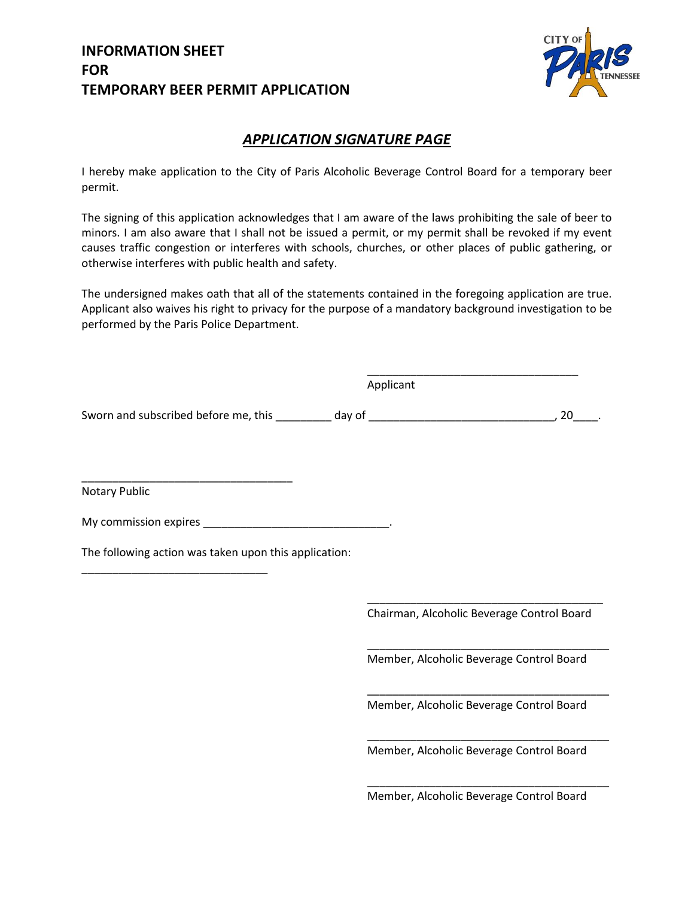**INFORMATION SHEET**
**FOR**
**TEMPORARY BEER PERMIT APPLICATION**

## ***APPLICATION SIGNATURE PAGE***

I hereby make application to the City of Paris Alcoholic Beverage Control Board for a temporary beer permit.

The signing of this application acknowledges that I am aware of the laws prohibiting the sale of beer to minors. I am also aware that I shall not be issued a permit, or my permit shall be revoked if my event causes traffic congestion or interferes with schools, churches, or other places of public gathering, or otherwise interferes with public health and safety.

The undersigned makes oath that all of the statements contained in the foregoing application are true. Applicant also waives his right to privacy for the purpose of a mandatory background investigation to be performed by the Paris Police Department.

___________________________________
Applicant

Sworn and subscribed before me, this _________ day of ______________________________, 20____.

___________________________________
Notary Public

My commission expires ______________________________.

The following action was taken upon this application:

______________________________

_______________________________________
Chairman, Alcoholic Beverage Control Board

_______________________________________
Member, Alcoholic Beverage Control Board

_______________________________________
Member, Alcoholic Beverage Control Board

_______________________________________
Member, Alcoholic Beverage Control Board

_______________________________________
Member, Alcoholic Beverage Control Board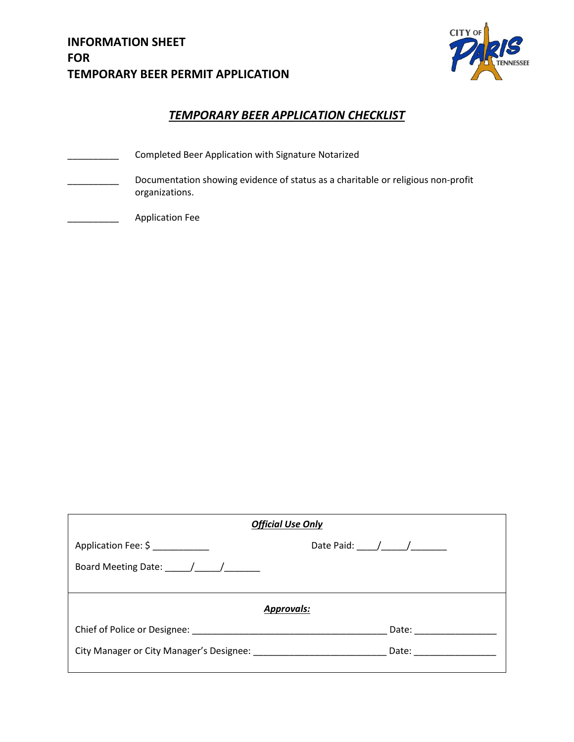# INFORMATION SHEET
# FOR
# TEMPORARY BEER PERMIT APPLICATION

CITY OF PARIS TENNESSEE

## ***TEMPORARY BEER APPLICATION CHECKLIST***

__________ Completed Beer Application with Signature Notarized

__________ Documentation showing evidence of status as a charitable or religious non-profit organizations.

__________ Application Fee

| ***Official Use Only*** | |
|---|---|
| Application Fee: $ ___________ | Date Paid: ____/_____/_______ |
| Board Meeting Date: _____/_____/_______ | |
| ***Approvals:*** | |
| Chief of Police or Designee: ______________________________________ | Date: ________________ |
| City Manager or City Manager's Designee: _________________________ | Date: ________________ |